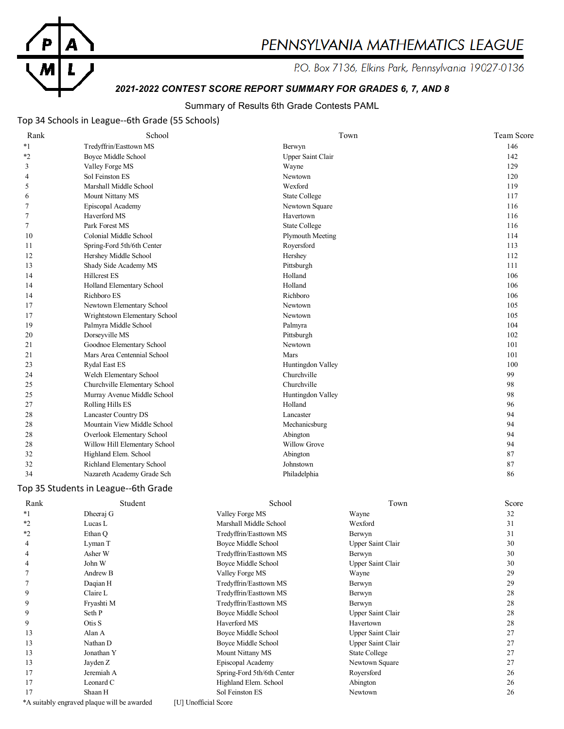# PENNSYLVANIA MATHEMATICS LEAGUE

P.O. Box 7136, Elkins Park, Pennsylvania 19027-0136

***2021-2022 CONTEST SCORE REPORT SUMMARY FOR GRADES 6, 7, AND 8***

Summary of Results 6th Grade Contests PAML

## Top 34 Schools in League--6th Grade (55 Schools)

| Rank | School | Town | Team Score |
|---|---|---|---|
| *1 | Tredyffrin/Easttown MS | Berwyn | 146 |
| *2 | Boyce Middle School | Upper Saint Clair | 142 |
| 3 | Valley Forge MS | Wayne | 129 |
| 4 | Sol Feinston ES | Newtown | 120 |
| 5 | Marshall Middle School | Wexford | 119 |
| 6 | Mount Nittany MS | State College | 117 |
| 7 | Episcopal Academy | Newtown Square | 116 |
| 7 | Haverford MS | Havertown | 116 |
| 7 | Park Forest MS | State College | 116 |
| 10 | Colonial Middle School | Plymouth Meeting | 114 |
| 11 | Spring-Ford 5th/6th Center | Royersford | 113 |
| 12 | Hershey Middle School | Hershey | 112 |
| 13 | Shady Side Academy MS | Pittsburgh | 111 |
| 14 | Hillcrest ES | Holland | 106 |
| 14 | Holland Elementary School | Holland | 106 |
| 14 | Richboro ES | Richboro | 106 |
| 17 | Newtown Elementary School | Newtown | 105 |
| 17 | Wrightstown Elementary School | Newtown | 105 |
| 19 | Palmyra Middle School | Palmyra | 104 |
| 20 | Dorseyville MS | Pittsburgh | 102 |
| 21 | Goodnoe Elementary School | Newtown | 101 |
| 21 | Mars Area Centennial School | Mars | 101 |
| 23 | Rydal East ES | Huntingdon Valley | 100 |
| 24 | Welch Elementary School | Churchville | 99 |
| 25 | Churchville Elementary School | Churchville | 98 |
| 25 | Murray Avenue Middle School | Huntingdon Valley | 98 |
| 27 | Rolling Hills ES | Holland | 96 |
| 28 | Lancaster Country DS | Lancaster | 94 |
| 28 | Mountain View Middle School | Mechanicsburg | 94 |
| 28 | Overlook Elementary School | Abington | 94 |
| 28 | Willow Hill Elementary School | Willow Grove | 94 |
| 32 | Highland Elem. School | Abington | 87 |
| 32 | Richland Elementary School | Johnstown | 87 |
| 34 | Nazareth Academy Grade Sch | Philadelphia | 86 |

## Top 35 Students in League--6th Grade

| Rank | Student | School | Town | Score |
|---|---|---|---|---|
| *1 | Dheeraj G | Valley Forge MS | Wayne | 32 |
| *2 | Lucas L | Marshall Middle School | Wexford | 31 |
| *2 | Ethan Q | Tredyffrin/Easttown MS | Berwyn | 31 |
| 4 | Lyman T | Boyce Middle School | Upper Saint Clair | 30 |
| 4 | Asher W | Tredyffrin/Easttown MS | Berwyn | 30 |
| 4 | John W | Boyce Middle School | Upper Saint Clair | 30 |
| 7 | Andrew B | Valley Forge MS | Wayne | 29 |
| 7 | Daqian H | Tredyffrin/Easttown MS | Berwyn | 29 |
| 9 | Claire L | Tredyffrin/Easttown MS | Berwyn | 28 |
| 9 | Fryashti M | Tredyffrin/Easttown MS | Berwyn | 28 |
| 9 | Seth P | Boyce Middle School | Upper Saint Clair | 28 |
| 9 | Otis S | Haverford MS | Havertown | 28 |
| 13 | Alan A | Boyce Middle School | Upper Saint Clair | 27 |
| 13 | Nathan D | Boyce Middle School | Upper Saint Clair | 27 |
| 13 | Jonathan Y | Mount Nittany MS | State College | 27 |
| 13 | Jayden Z | Episcopal Academy | Newtown Square | 27 |
| 17 | Jeremiah A | Spring-Ford 5th/6th Center | Royersford | 26 |
| 17 | Leonard C | Highland Elem. School | Abington | 26 |
| 17 | Shaan H | Sol Feinston ES | Newtown | 26 |

*A suitably engraved plaque will be awarded [U] Unofficial Score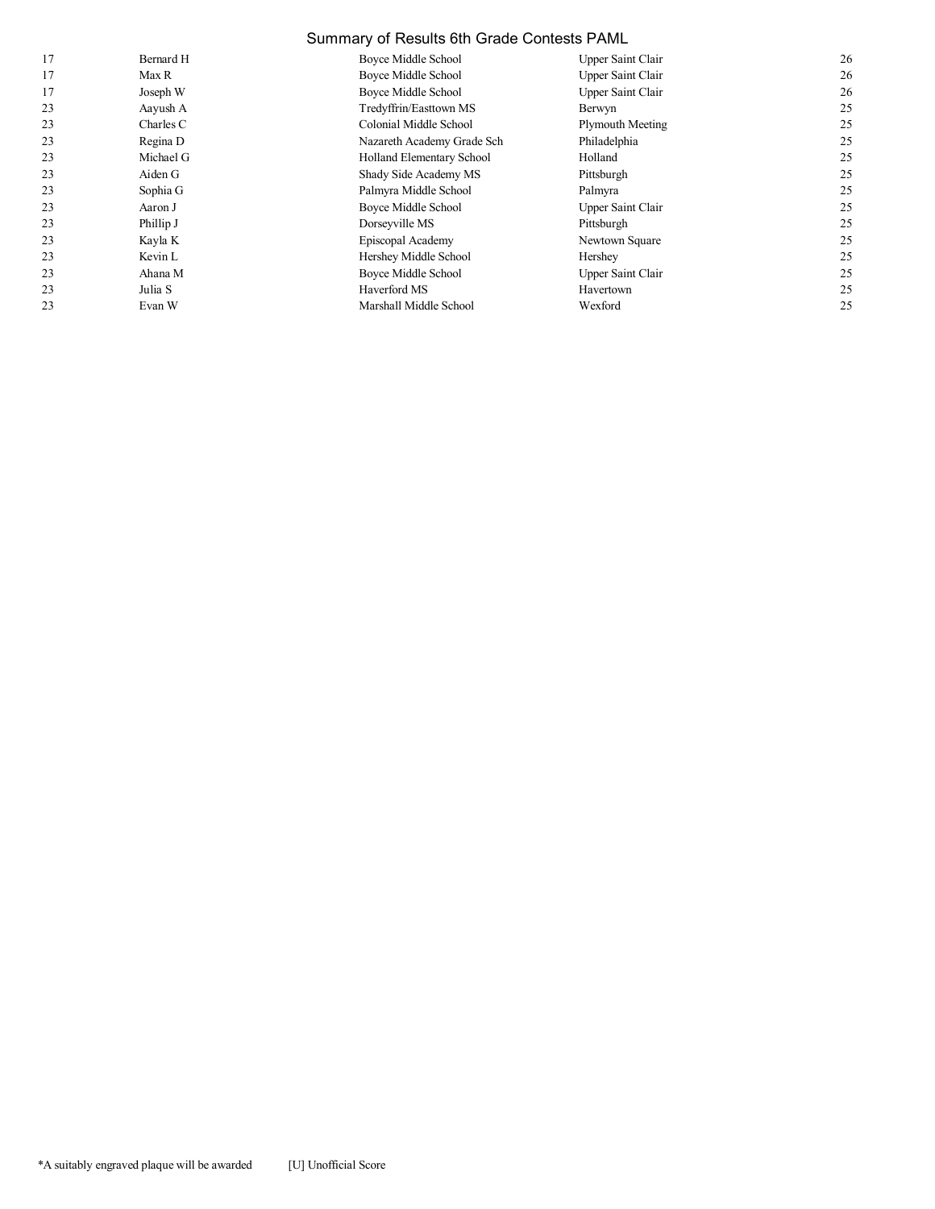## Summary of Results 6th Grade Contests PAML

| | | | | |
|---|---|---|---|---|
| 17 | Bernard H | Boyce Middle School | Upper Saint Clair | 26 |
| 17 | Max R | Boyce Middle School | Upper Saint Clair | 26 |
| 17 | Joseph W | Boyce Middle School | Upper Saint Clair | 26 |
| 23 | Aayush A | Tredyffrin/Easttown MS | Berwyn | 25 |
| 23 | Charles C | Colonial Middle School | Plymouth Meeting | 25 |
| 23 | Regina D | Nazareth Academy Grade Sch | Philadelphia | 25 |
| 23 | Michael G | Holland Elementary School | Holland | 25 |
| 23 | Aiden G | Shady Side Academy MS | Pittsburgh | 25 |
| 23 | Sophia G | Palmyra Middle School | Palmyra | 25 |
| 23 | Aaron J | Boyce Middle School | Upper Saint Clair | 25 |
| 23 | Phillip J | Dorseyville MS | Pittsburgh | 25 |
| 23 | Kayla K | Episcopal Academy | Newtown Square | 25 |
| 23 | Kevin L | Hershey Middle School | Hershey | 25 |
| 23 | Ahana M | Boyce Middle School | Upper Saint Clair | 25 |
| 23 | Julia S | Haverford MS | Havertown | 25 |
| 23 | Evan W | Marshall Middle School | Wexford | 25 |

*A suitably engraved plaque will be awarded [U] Unofficial Score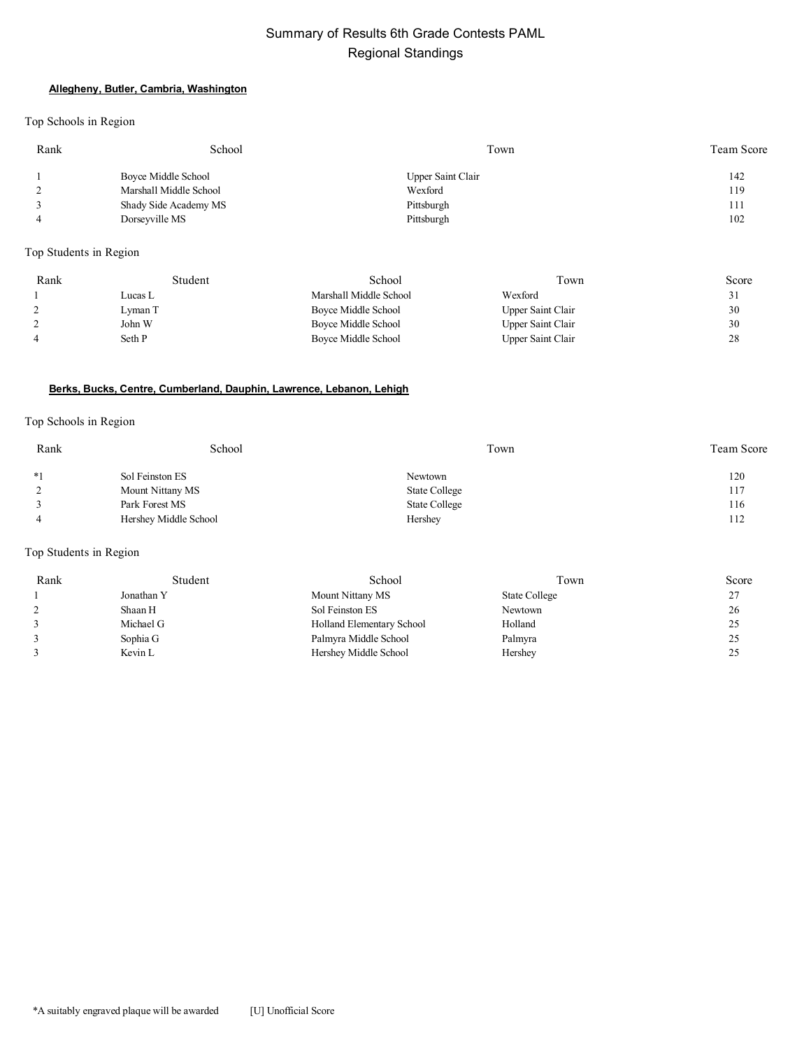# Summary of Results 6th Grade Contests PAML
## Regional Standings

### Allegheny, Butler, Cambria, Washington

Top Schools in Region

| Rank | School | Town | Team Score |
|---|---|---|---|
| 1 | Boyce Middle School | Upper Saint Clair | 142 |
| 2 | Marshall Middle School | Wexford | 119 |
| 3 | Shady Side Academy MS | Pittsburgh | 111 |
| 4 | Dorseyville MS | Pittsburgh | 102 |

Top Students in Region

| Rank | Student | School | Town | Score |
|---|---|---|---|---|
| 1 | Lucas L | Marshall Middle School | Wexford | 31 |
| 2 | Lyman T | Boyce Middle School | Upper Saint Clair | 30 |
| 2 | John W | Boyce Middle School | Upper Saint Clair | 30 |
| 4 | Seth P | Boyce Middle School | Upper Saint Clair | 28 |

### Berks, Bucks, Centre, Cumberland, Dauphin, Lawrence, Lebanon, Lehigh

Top Schools in Region

| Rank | School | Town | Team Score |
|---|---|---|---|
| *1 | Sol Feinston ES | Newtown | 120 |
| 2 | Mount Nittany MS | State College | 117 |
| 3 | Park Forest MS | State College | 116 |
| 4 | Hershey Middle School | Hershey | 112 |

Top Students in Region

| Rank | Student | School | Town | Score |
|---|---|---|---|---|
| 1 | Jonathan Y | Mount Nittany MS | State College | 27 |
| 2 | Shaan H | Sol Feinston ES | Newtown | 26 |
| 3 | Michael G | Holland Elementary School | Holland | 25 |
| 3 | Sophia G | Palmyra Middle School | Palmyra | 25 |
| 3 | Kevin L | Hershey Middle School | Hershey | 25 |

*A suitably engraved plaque will be awarded [U] Unofficial Score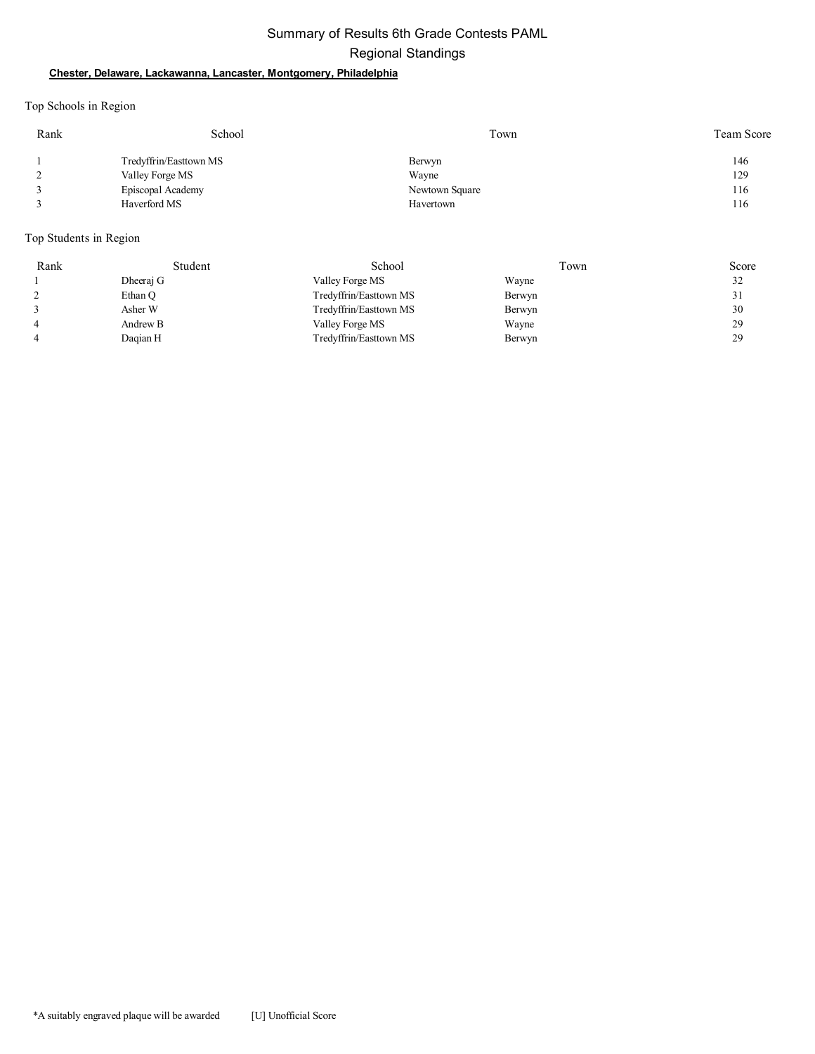# Summary of Results 6th Grade Contests PAML

## Regional Standings

**Chester, Delaware, Lackawanna, Lancaster, Montgomery, Philadelphia**

### Top Schools in Region

| Rank | School | Town | Team Score |
|---|---|---|---|
| 1 | Tredyffrin/Easttown MS | Berwyn | 146 |
| 2 | Valley Forge MS | Wayne | 129 |
| 3 | Episcopal Academy | Newtown Square | 116 |
| 3 | Haverford MS | Havertown | 116 |

### Top Students in Region

| Rank | Student | School | Town | Score |
|---|---|---|---|---|
| 1 | Dheeraj G | Valley Forge MS | Wayne | 32 |
| 2 | Ethan Q | Tredyffrin/Easttown MS | Berwyn | 31 |
| 3 | Asher W | Tredyffrin/Easttown MS | Berwyn | 30 |
| 4 | Andrew B | Valley Forge MS | Wayne | 29 |
| 4 | Daqian H | Tredyffrin/Easttown MS | Berwyn | 29 |

*A suitably engraved plaque will be awarded [U] Unofficial Score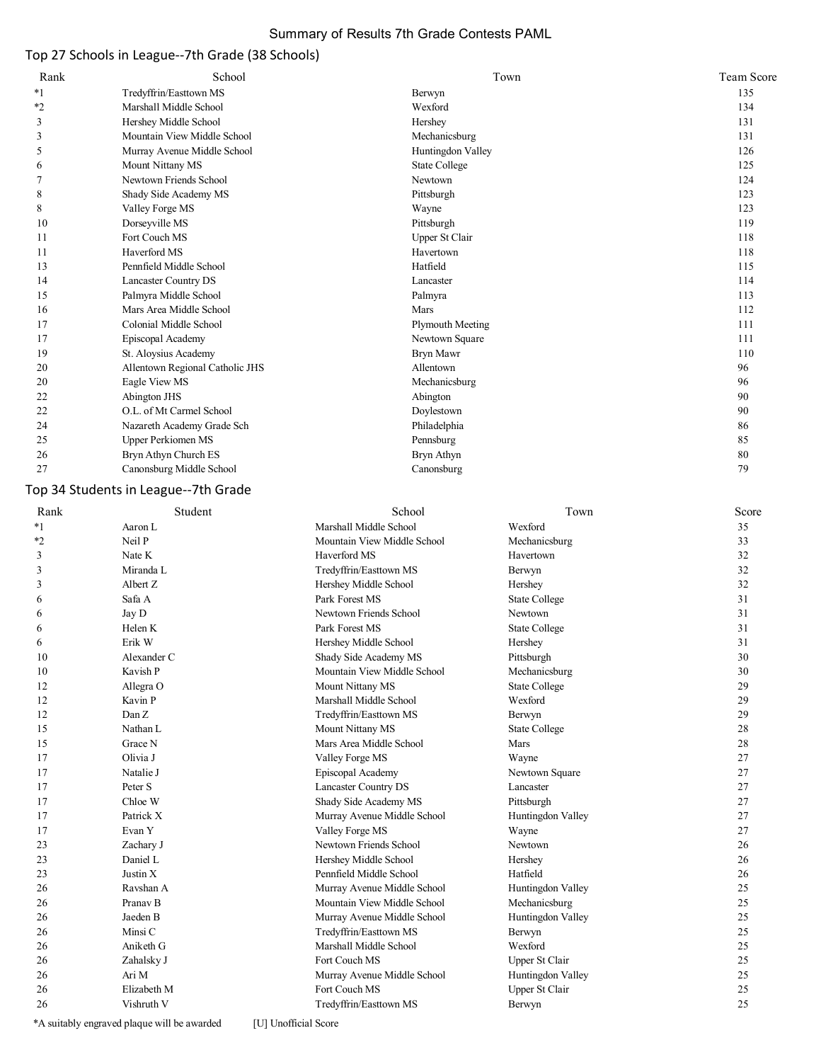# Summary of Results 7th Grade Contests PAML

## Top 27 Schools in League--7th Grade (38 Schools)

| Rank | School | Town | Team Score |
|---|---|---|---|
| *1 | Tredyffrin/Easttown MS | Berwyn | 135 |
| *2 | Marshall Middle School | Wexford | 134 |
| 3 | Hershey Middle School | Hershey | 131 |
| 3 | Mountain View Middle School | Mechanicsburg | 131 |
| 5 | Murray Avenue Middle School | Huntingdon Valley | 126 |
| 6 | Mount Nittany MS | State College | 125 |
| 7 | Newtown Friends School | Newtown | 124 |
| 8 | Shady Side Academy MS | Pittsburgh | 123 |
| 8 | Valley Forge MS | Wayne | 123 |
| 10 | Dorseyville MS | Pittsburgh | 119 |
| 11 | Fort Couch MS | Upper St Clair | 118 |
| 11 | Haverford MS | Havertown | 118 |
| 13 | Pennfield Middle School | Hatfield | 115 |
| 14 | Lancaster Country DS | Lancaster | 114 |
| 15 | Palmyra Middle School | Palmyra | 113 |
| 16 | Mars Area Middle School | Mars | 112 |
| 17 | Colonial Middle School | Plymouth Meeting | 111 |
| 17 | Episcopal Academy | Newtown Square | 111 |
| 19 | St. Aloysius Academy | Bryn Mawr | 110 |
| 20 | Allentown Regional Catholic JHS | Allentown | 96 |
| 20 | Eagle View MS | Mechanicsburg | 96 |
| 22 | Abington JHS | Abington | 90 |
| 22 | O.L. of Mt Carmel School | Doylestown | 90 |
| 24 | Nazareth Academy Grade Sch | Philadelphia | 86 |
| 25 | Upper Perkiomen MS | Pennsburg | 85 |
| 26 | Bryn Athyn Church ES | Bryn Athyn | 80 |
| 27 | Canonsburg Middle School | Canonsburg | 79 |

## Top 34 Students in League--7th Grade

| Rank | Student | School | Town | Score |
|---|---|---|---|---|
| *1 | Aaron L | Marshall Middle School | Wexford | 35 |
| *2 | Neil P | Mountain View Middle School | Mechanicsburg | 33 |
| 3 | Nate K | Haverford MS | Havertown | 32 |
| 3 | Miranda L | Tredyffrin/Easttown MS | Berwyn | 32 |
| 3 | Albert Z | Hershey Middle School | Hershey | 32 |
| 6 | Safa A | Park Forest MS | State College | 31 |
| 6 | Jay D | Newtown Friends School | Newtown | 31 |
| 6 | Helen K | Park Forest MS | State College | 31 |
| 6 | Erik W | Hershey Middle School | Hershey | 31 |
| 10 | Alexander C | Shady Side Academy MS | Pittsburgh | 30 |
| 10 | Kavish P | Mountain View Middle School | Mechanicsburg | 30 |
| 12 | Allegra O | Mount Nittany MS | State College | 29 |
| 12 | Kavin P | Marshall Middle School | Wexford | 29 |
| 12 | Dan Z | Tredyffrin/Easttown MS | Berwyn | 29 |
| 15 | Nathan L | Mount Nittany MS | State College | 28 |
| 15 | Grace N | Mars Area Middle School | Mars | 28 |
| 17 | Olivia J | Valley Forge MS | Wayne | 27 |
| 17 | Natalie J | Episcopal Academy | Newtown Square | 27 |
| 17 | Peter S | Lancaster Country DS | Lancaster | 27 |
| 17 | Chloe W | Shady Side Academy MS | Pittsburgh | 27 |
| 17 | Patrick X | Murray Avenue Middle School | Huntingdon Valley | 27 |
| 17 | Evan Y | Valley Forge MS | Wayne | 27 |
| 23 | Zachary J | Newtown Friends School | Newtown | 26 |
| 23 | Daniel L | Hershey Middle School | Hershey | 26 |
| 23 | Justin X | Pennfield Middle School | Hatfield | 26 |
| 26 | Ravshan A | Murray Avenue Middle School | Huntingdon Valley | 25 |
| 26 | Pranav B | Mountain View Middle School | Mechanicsburg | 25 |
| 26 | Jaeden B | Murray Avenue Middle School | Huntingdon Valley | 25 |
| 26 | Minsi C | Tredyffrin/Easttown MS | Berwyn | 25 |
| 26 | Aniketh G | Marshall Middle School | Wexford | 25 |
| 26 | Zahalsky J | Fort Couch MS | Upper St Clair | 25 |
| 26 | Ari M | Murray Avenue Middle School | Huntingdon Valley | 25 |
| 26 | Elizabeth M | Fort Couch MS | Upper St Clair | 25 |
| 26 | Vishruth V | Tredyffrin/Easttown MS | Berwyn | 25 |

*A suitably engraved plaque will be awarded [U] Unofficial Score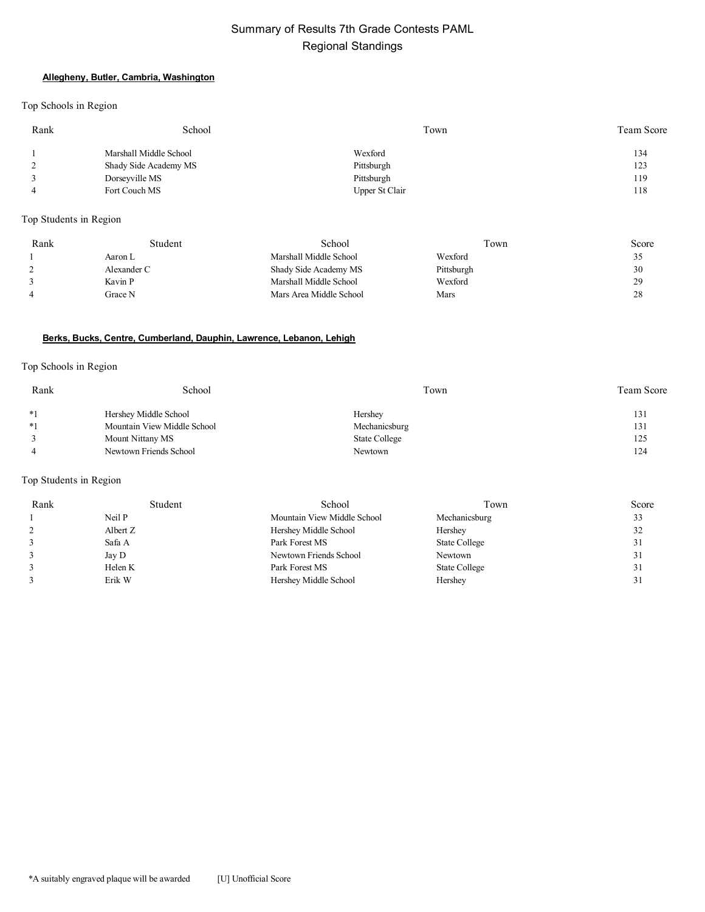# Summary of Results 7th Grade Contests PAML
## Regional Standings

### **Allegheny, Butler, Cambria, Washington**

Top Schools in Region

| Rank | School | Town | Team Score |
|---|---|---|---|
| 1 | Marshall Middle School | Wexford | 134 |
| 2 | Shady Side Academy MS | Pittsburgh | 123 |
| 3 | Dorseyville MS | Pittsburgh | 119 |
| 4 | Fort Couch MS | Upper St Clair | 118 |

Top Students in Region

| Rank | Student | School | Town | Score |
|---|---|---|---|---|
| 1 | Aaron L | Marshall Middle School | Wexford | 35 |
| 2 | Alexander C | Shady Side Academy MS | Pittsburgh | 30 |
| 3 | Kavin P | Marshall Middle School | Wexford | 29 |
| 4 | Grace N | Mars Area Middle School | Mars | 28 |

### **Berks, Bucks, Centre, Cumberland, Dauphin, Lawrence, Lebanon, Lehigh**

Top Schools in Region

| Rank | School | Town | Team Score |
|---|---|---|---|
| *1 | Hershey Middle School | Hershey | 131 |
| *1 | Mountain View Middle School | Mechanicsburg | 131 |
| 3 | Mount Nittany MS | State College | 125 |
| 4 | Newtown Friends School | Newtown | 124 |

Top Students in Region

| Rank | Student | School | Town | Score |
|---|---|---|---|---|
| 1 | Neil P | Mountain View Middle School | Mechanicsburg | 33 |
| 2 | Albert Z | Hershey Middle School | Hershey | 32 |
| 3 | Safa A | Park Forest MS | State College | 31 |
| 3 | Jay D | Newtown Friends School | Newtown | 31 |
| 3 | Helen K | Park Forest MS | State College | 31 |
| 3 | Erik W | Hershey Middle School | Hershey | 31 |

*A suitably engraved plaque will be awarded [U] Unofficial Score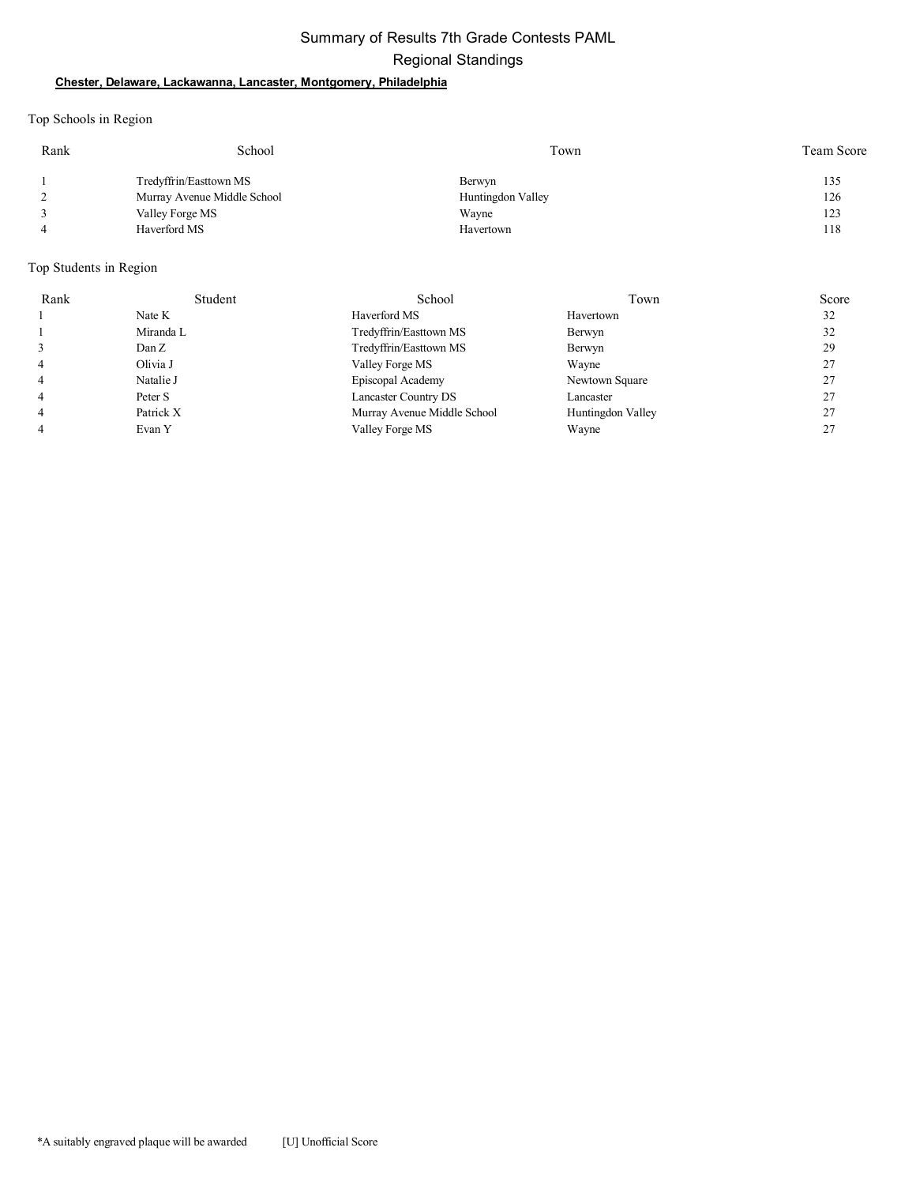# Summary of Results 7th Grade Contests PAML

## Regional Standings

**Chester, Delaware, Lackawanna, Lancaster, Montgomery, Philadelphia**

Top Schools in Region

| Rank | School | Town | Team Score |
|---|---|---|---|
| 1 | Tredyffrin/Easttown MS | Berwyn | 135 |
| 2 | Murray Avenue Middle School | Huntingdon Valley | 126 |
| 3 | Valley Forge MS | Wayne | 123 |
| 4 | Haverford MS | Havertown | 118 |

Top Students in Region

| Rank | Student | School | Town | Score |
|---|---|---|---|---|
| 1 | Nate K | Haverford MS | Havertown | 32 |
| 1 | Miranda L | Tredyffrin/Easttown MS | Berwyn | 32 |
| 3 | Dan Z | Tredyffrin/Easttown MS | Berwyn | 29 |
| 4 | Olivia J | Valley Forge MS | Wayne | 27 |
| 4 | Natalie J | Episcopal Academy | Newtown Square | 27 |
| 4 | Peter S | Lancaster Country DS | Lancaster | 27 |
| 4 | Patrick X | Murray Avenue Middle School | Huntingdon Valley | 27 |
| 4 | Evan Y | Valley Forge MS | Wayne | 27 |

*A suitably engraved plaque will be awarded [U] Unofficial Score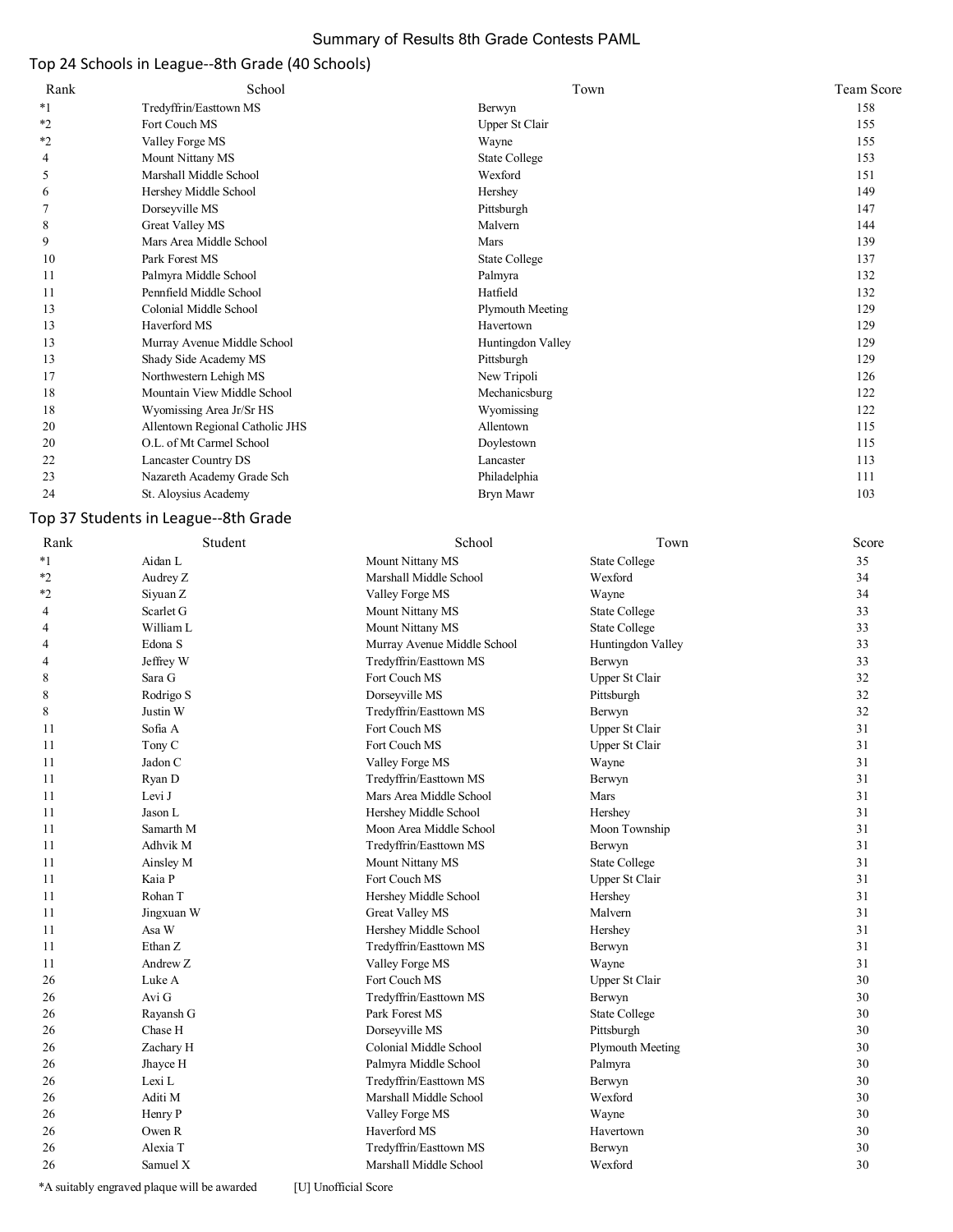# Summary of Results 8th Grade Contests PAML

## Top 24 Schools in League--8th Grade (40 Schools)

| Rank | School | Town | Team Score |
|---|---|---|---|
| *1 | Tredyffrin/Easttown MS | Berwyn | 158 |
| *2 | Fort Couch MS | Upper St Clair | 155 |
| *2 | Valley Forge MS | Wayne | 155 |
| 4 | Mount Nittany MS | State College | 153 |
| 5 | Marshall Middle School | Wexford | 151 |
| 6 | Hershey Middle School | Hershey | 149 |
| 7 | Dorseyville MS | Pittsburgh | 147 |
| 8 | Great Valley MS | Malvern | 144 |
| 9 | Mars Area Middle School | Mars | 139 |
| 10 | Park Forest MS | State College | 137 |
| 11 | Palmyra Middle School | Palmyra | 132 |
| 11 | Pennfield Middle School | Hatfield | 132 |
| 13 | Colonial Middle School | Plymouth Meeting | 129 |
| 13 | Haverford MS | Havertown | 129 |
| 13 | Murray Avenue Middle School | Huntingdon Valley | 129 |
| 13 | Shady Side Academy MS | Pittsburgh | 129 |
| 17 | Northwestern Lehigh MS | New Tripoli | 126 |
| 18 | Mountain View Middle School | Mechanicsburg | 122 |
| 18 | Wyomissing Area Jr/Sr HS | Wyomissing | 122 |
| 20 | Allentown Regional Catholic JHS | Allentown | 115 |
| 20 | O.L. of Mt Carmel School | Doylestown | 115 |
| 22 | Lancaster Country DS | Lancaster | 113 |
| 23 | Nazareth Academy Grade Sch | Philadelphia | 111 |
| 24 | St. Aloysius Academy | Bryn Mawr | 103 |

## Top 37 Students in League--8th Grade

| Rank | Student | School | Town | Score |
|---|---|---|---|---|
| *1 | Aidan L | Mount Nittany MS | State College | 35 |
| *2 | Audrey Z | Marshall Middle School | Wexford | 34 |
| *2 | Siyuan Z | Valley Forge MS | Wayne | 34 |
| 4 | Scarlet G | Mount Nittany MS | State College | 33 |
| 4 | William L | Mount Nittany MS | State College | 33 |
| 4 | Edona S | Murray Avenue Middle School | Huntingdon Valley | 33 |
| 4 | Jeffrey W | Tredyffrin/Easttown MS | Berwyn | 33 |
| 8 | Sara G | Fort Couch MS | Upper St Clair | 32 |
| 8 | Rodrigo S | Dorseyville MS | Pittsburgh | 32 |
| 8 | Justin W | Tredyffrin/Easttown MS | Berwyn | 32 |
| 11 | Sofia A | Fort Couch MS | Upper St Clair | 31 |
| 11 | Tony C | Fort Couch MS | Upper St Clair | 31 |
| 11 | Jadon C | Valley Forge MS | Wayne | 31 |
| 11 | Ryan D | Tredyffrin/Easttown MS | Berwyn | 31 |
| 11 | Levi J | Mars Area Middle School | Mars | 31 |
| 11 | Jason L | Hershey Middle School | Hershey | 31 |
| 11 | Samarth M | Moon Area Middle School | Moon Township | 31 |
| 11 | Adhvik M | Tredyffrin/Easttown MS | Berwyn | 31 |
| 11 | Ainsley M | Mount Nittany MS | State College | 31 |
| 11 | Kaia P | Fort Couch MS | Upper St Clair | 31 |
| 11 | Rohan T | Hershey Middle School | Hershey | 31 |
| 11 | Jingxuan W | Great Valley MS | Malvern | 31 |
| 11 | Asa W | Hershey Middle School | Hershey | 31 |
| 11 | Ethan Z | Tredyffrin/Easttown MS | Berwyn | 31 |
| 11 | Andrew Z | Valley Forge MS | Wayne | 31 |
| 26 | Luke A | Fort Couch MS | Upper St Clair | 30 |
| 26 | Avi G | Tredyffrin/Easttown MS | Berwyn | 30 |
| 26 | Rayansh G | Park Forest MS | State College | 30 |
| 26 | Chase H | Dorseyville MS | Pittsburgh | 30 |
| 26 | Zachary H | Colonial Middle School | Plymouth Meeting | 30 |
| 26 | Jhayce H | Palmyra Middle School | Palmyra | 30 |
| 26 | Lexi L | Tredyffrin/Easttown MS | Berwyn | 30 |
| 26 | Aditi M | Marshall Middle School | Wexford | 30 |
| 26 | Henry P | Valley Forge MS | Wayne | 30 |
| 26 | Owen R | Haverford MS | Havertown | 30 |
| 26 | Alexia T | Tredyffrin/Easttown MS | Berwyn | 30 |
| 26 | Samuel X | Marshall Middle School | Wexford | 30 |

*A suitably engraved plaque will be awarded [U] Unofficial Score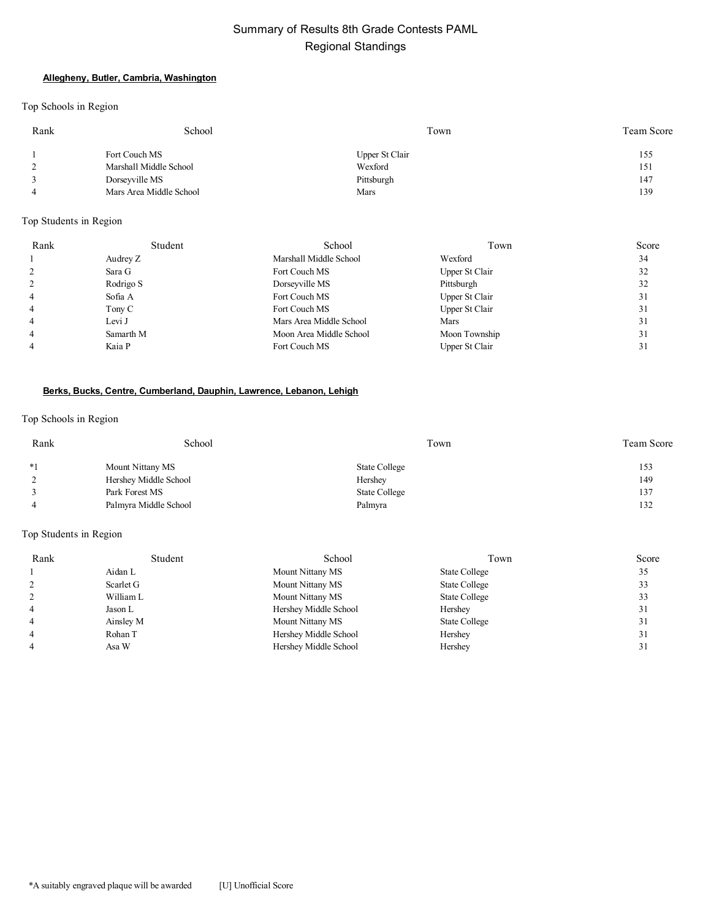# Summary of Results 8th Grade Contests PAML
## Regional Standings

### **Allegheny, Butler, Cambria, Washington**

Top Schools in Region

| Rank | School | Town | Team Score |
|---|---|---|---|
| 1 | Fort Couch MS | Upper St Clair | 155 |
| 2 | Marshall Middle School | Wexford | 151 |
| 3 | Dorseyville MS | Pittsburgh | 147 |
| 4 | Mars Area Middle School | Mars | 139 |

Top Students in Region

| Rank | Student | School | Town | Score |
|---|---|---|---|---|
| 1 | Audrey Z | Marshall Middle School | Wexford | 34 |
| 2 | Sara G | Fort Couch MS | Upper St Clair | 32 |
| 2 | Rodrigo S | Dorseyville MS | Pittsburgh | 32 |
| 4 | Sofia A | Fort Couch MS | Upper St Clair | 31 |
| 4 | Tony C | Fort Couch MS | Upper St Clair | 31 |
| 4 | Levi J | Mars Area Middle School | Mars | 31 |
| 4 | Samarth M | Moon Area Middle School | Moon Township | 31 |
| 4 | Kaia P | Fort Couch MS | Upper St Clair | 31 |

### **Berks, Bucks, Centre, Cumberland, Dauphin, Lawrence, Lebanon, Lehigh**

Top Schools in Region

| Rank | School | Town | Team Score |
|---|---|---|---|
| *1 | Mount Nittany MS | State College | 153 |
| 2 | Hershey Middle School | Hershey | 149 |
| 3 | Park Forest MS | State College | 137 |
| 4 | Palmyra Middle School | Palmyra | 132 |

Top Students in Region

| Rank | Student | School | Town | Score |
|---|---|---|---|---|
| 1 | Aidan L | Mount Nittany MS | State College | 35 |
| 2 | Scarlet G | Mount Nittany MS | State College | 33 |
| 2 | William L | Mount Nittany MS | State College | 33 |
| 4 | Jason L | Hershey Middle School | Hershey | 31 |
| 4 | Ainsley M | Mount Nittany MS | State College | 31 |
| 4 | Rohan T | Hershey Middle School | Hershey | 31 |
| 4 | Asa W | Hershey Middle School | Hershey | 31 |

*A suitably engraved plaque will be awarded [U] Unofficial Score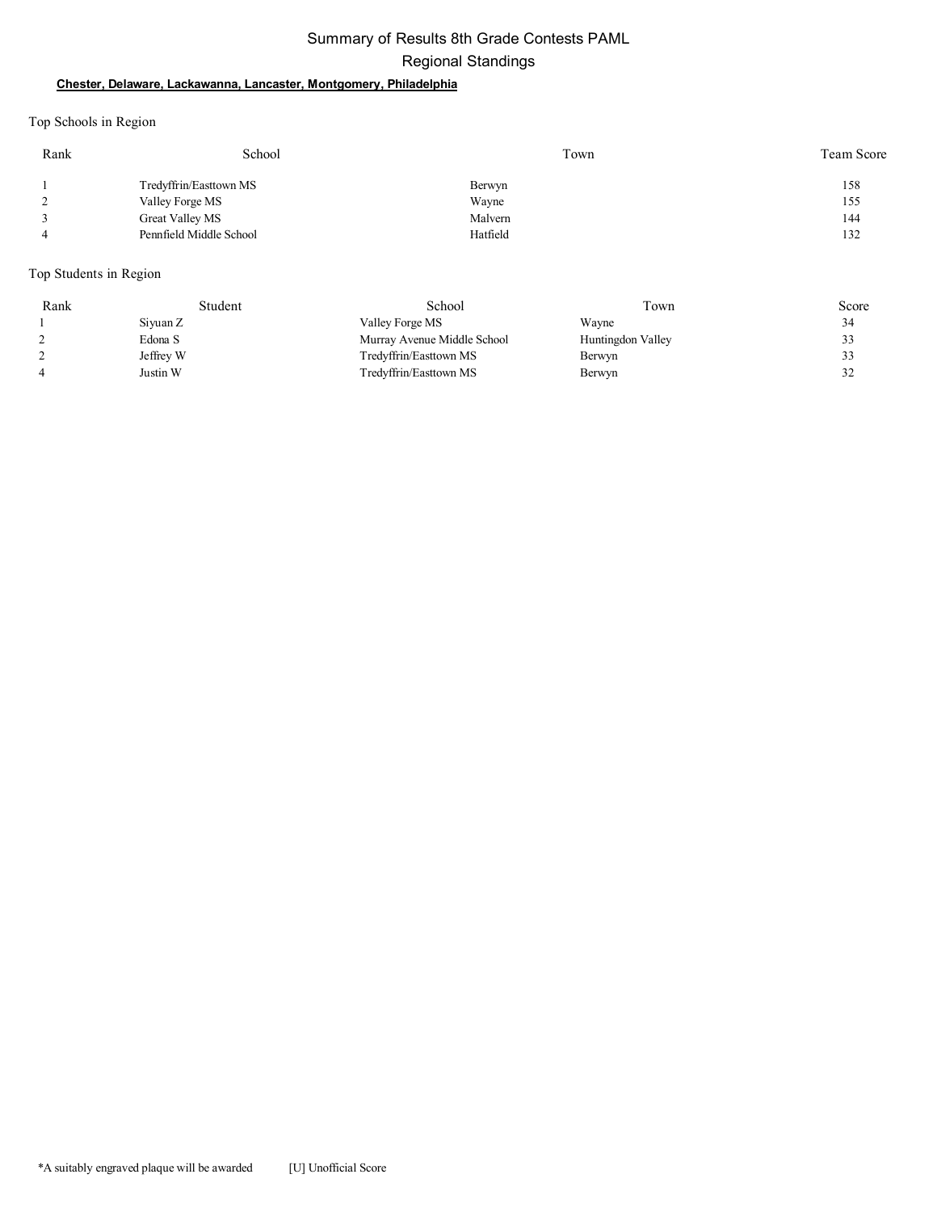# Summary of Results 8th Grade Contests PAML

## Regional Standings

**Chester, Delaware, Lackawanna, Lancaster, Montgomery, Philadelphia**

Top Schools in Region

| Rank | School | Town | Team Score |
| --- | --- | --- | --- |
| 1 | Tredyffrin/Easttown MS | Berwyn | 158 |
| 2 | Valley Forge MS | Wayne | 155 |
| 3 | Great Valley MS | Malvern | 144 |
| 4 | Pennfield Middle School | Hatfield | 132 |

Top Students in Region

| Rank | Student | School | Town | Score |
| --- | --- | --- | --- | --- |
| 1 | Siyuan Z | Valley Forge MS | Wayne | 34 |
| 2 | Edona S | Murray Avenue Middle School | Huntingdon Valley | 33 |
| 2 | Jeffrey W | Tredyffrin/Easttown MS | Berwyn | 33 |
| 4 | Justin W | Tredyffrin/Easttown MS | Berwyn | 32 |

*A suitably engraved plaque will be awarded [U] Unofficial Score